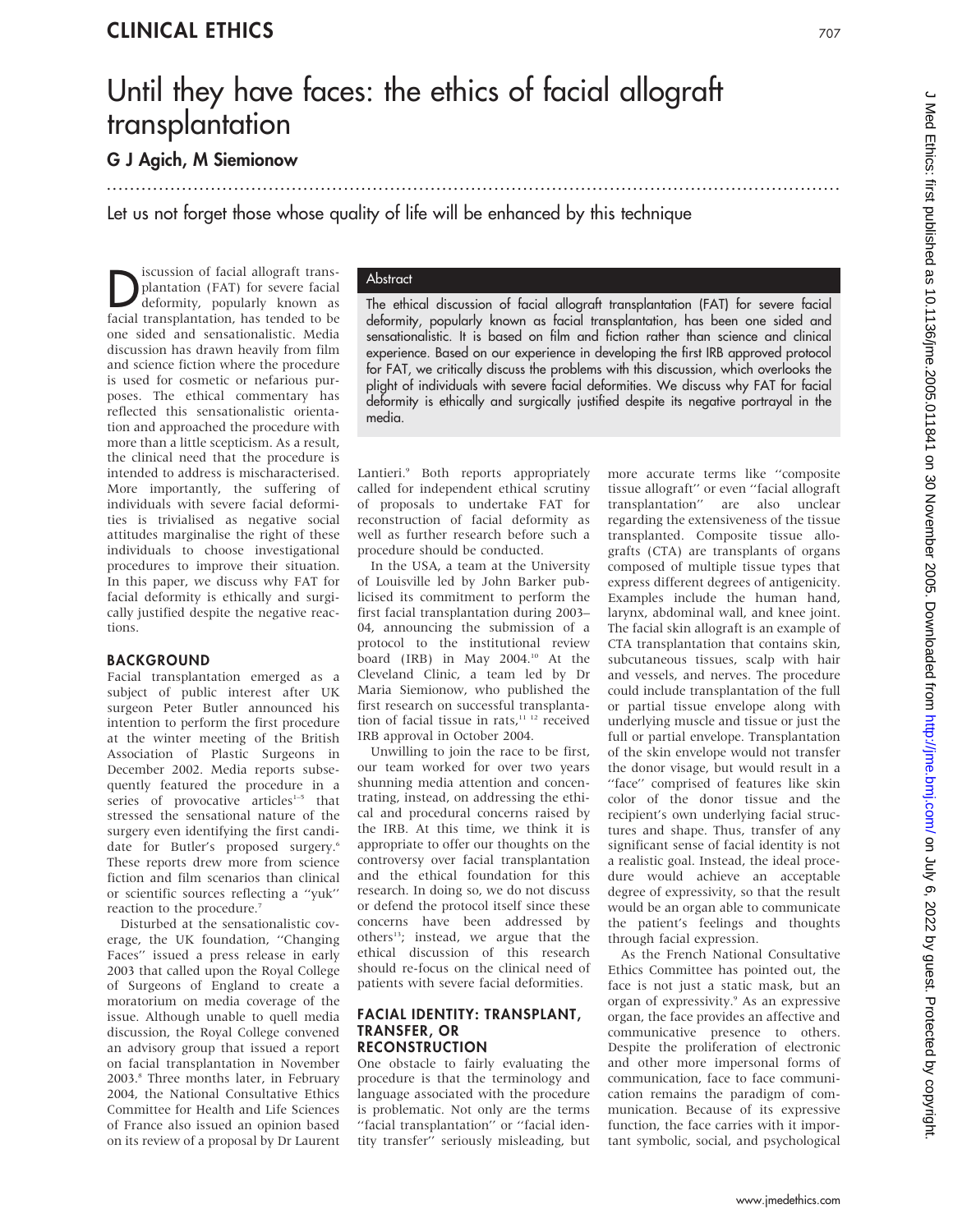# Until they have faces: the ethics of facial allograft transplantation

## G J Agich, M Siemionow

Let us not forget those whose quality of life will be enhanced by this technique

## Abstract

The ethical discussion of facial allograft transplantation (FAT) for severe facial deformity, popularly known as facial transplantation, has been one sided and sensationalistic. It is based on film and fiction rather than science and clinical experience. Based on our experience in developing the first IRB approved protocol for FAT, we critically discuss the problems with this discussion, which overlooks the plight of individuals with severe facial deformities. We discuss why FAT for facial deformity is ethically and surgically justified despite its negative portrayal in the media.

Discussion of facial allograft transplantation (FAT) for severe facial deformity, popularly known as facial transplantation, has tended to be one sided and sensationalistic. Media discussion has drawn heavily from film and science fiction where the procedure is used for cosmetic or nefarious purposes. The ethical commentary has reflected this sensationalistic orientation and approached the procedure with more than a little scepticism. As a result, the clinical need that the procedure is intended to address is mischaracterised. More importantly, the suffering of individuals with severe facial deformities is trivialised as negative social attitudes marginalise the right of these individuals to choose investigational procedures to improve their situation. In this paper, we discuss why FAT for facial deformity is ethically and surgically justified despite the negative reactions.

## BACKGROUND

Facial transplantation emerged as a subject of public interest after UK surgeon Peter Butler announced his intention to perform the first procedure at the winter meeting of the British Association of Plastic Surgeons in December 2002. Media reports subsequently featured the procedure in a series of provocative articles[1–5] that stressed the sensational nature of the surgery even identifying the first candidate for Butler's proposed surgery.[6] These reports drew more from science fiction and film scenarios than clinical or scientific sources reflecting a "yuk" reaction to the procedure.[7]

Disturbed at the sensationalistic coverage, the UK foundation, "Changing Faces" issued a press release in early 2003 that called upon the Royal College of Surgeons of England to create a moratorium on media coverage of the issue. Although unable to quell media discussion, the Royal College convened an advisory group that issued a report on facial transplantation in November 2003.[8] Three months later, in February 2004, the National Consultative Ethics Committee for Health and Life Sciences of France also issued an opinion based on its review of a proposal by Dr Laurent Lantieri.[9] Both reports appropriately called for independent ethical scrutiny of proposals to undertake FAT for reconstruction of facial deformity as well as further research before such a procedure should be conducted.

In the USA, a team at the University of Louisville led by John Barker publicised its commitment to perform the first facial transplantation during 2003–04, announcing the submission of a protocol to the institutional review board (IRB) in May 2004.[10] At the Cleveland Clinic, a team led by Dr Maria Siemionow, who published the first research on successful transplantation of facial tissue in rats,[11 12] received IRB approval in October 2004.

Unwilling to join the race to be first, our team worked for over two years shunning media attention and concentrating, instead, on addressing the ethical and procedural concerns raised by the IRB. At this time, we think it is appropriate to offer our thoughts on the controversy over facial transplantation and the ethical foundation for this research. In doing so, we do not discuss or defend the protocol itself since these concerns have been addressed by others[13]; instead, we argue that the ethical discussion of this research should re-focus on the clinical need of patients with severe facial deformities.

## FACIAL IDENTITY: TRANSPLANT, TRANSFER, OR RECONSTRUCTION

One obstacle to fairly evaluating the procedure is that the terminology and language associated with the procedure is problematic. Not only are the terms "facial transplantation" or "facial identity transfer" seriously misleading, but more accurate terms like "composite tissue allograft" or even "facial allograft transplantation" are also unclear regarding the extensiveness of the tissue transplanted. Composite tissue allografts (CTA) are transplants of organs composed of multiple tissue types that express different degrees of antigenicity. Examples include the human hand, larynx, abdominal wall, and knee joint. The facial skin allograft is an example of CTA transplantation that contains skin, subcutaneous tissues, scalp with hair and vessels, and nerves. The procedure could include transplantation of the full or partial tissue envelope along with underlying muscle and tissue or just the full or partial envelope. Transplantation of the skin envelope would not transfer the donor visage, but would result in a "face" comprised of features like skin color of the donor tissue and the recipient's own underlying facial structures and shape. Thus, transfer of any significant sense of facial identity is not a realistic goal. Instead, the ideal procedure would achieve an acceptable degree of expressivity, so that the result would be an organ able to communicate the patient's feelings and thoughts through facial expression.

As the French National Consultative Ethics Committee has pointed out, the face is not just a static mask, but an organ of expressivity.[9] As an expressive organ, the face provides an affective and communicative presence to others. Despite the proliferation of electronic and other more impersonal forms of communication, face to face communication remains the paradigm of communication. Because of its expressive function, the face carries with it important symbolic, social, and psychological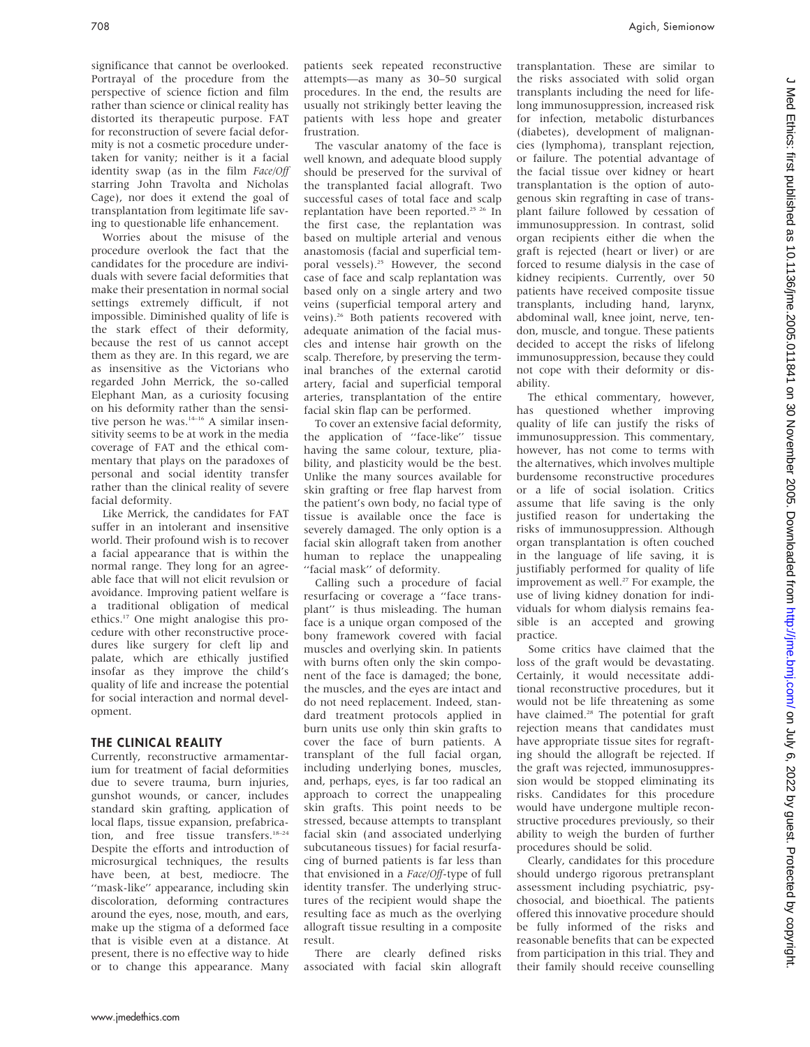significance that cannot be overlooked. Portrayal of the procedure from the perspective of science fiction and film rather than science or clinical reality has distorted its therapeutic purpose. FAT for reconstruction of severe facial deformity is not a cosmetic procedure undertaken for vanity; neither is it a facial identity swap (as in the film *Face/Off* starring John Travolta and Nicholas Cage), nor does it extend the goal of transplantation from legitimate life saving to questionable life enhancement.

Worries about the misuse of the procedure overlook the fact that the candidates for the procedure are individuals with severe facial deformities that make their presentation in normal social settings extremely difficult, if not impossible. Diminished quality of life is the stark effect of their deformity, because the rest of us cannot accept them as they are. In this regard, we are as insensitive as the Victorians who regarded John Merrick, the so-called Elephant Man, as a curiosity focusing on his deformity rather than the sensitive person he was.[14–16] A similar insensitivity seems to be at work in the media coverage of FAT and the ethical commentary that plays on the paradoxes of personal and social identity transfer rather than the clinical reality of severe facial deformity.

Like Merrick, the candidates for FAT suffer in an intolerant and insensitive world. Their profound wish is to recover a facial appearance that is within the normal range. They long for an agreeable face that will not elicit revulsion or avoidance. Improving patient welfare is a traditional obligation of medical ethics.[17] One might analogise this procedure with other reconstructive procedures like surgery for cleft lip and palate, which are ethically justified insofar as they improve the child's quality of life and increase the potential for social interaction and normal development.

## THE CLINICAL REALITY

Currently, reconstructive armamentarium for treatment of facial deformities due to severe trauma, burn injuries, gunshot wounds, or cancer, includes standard skin grafting, application of local flaps, tissue expansion, prefabrication, and free tissue transfers.[18–24] Despite the efforts and introduction of microsurgical techniques, the results have been, at best, mediocre. The "mask-like" appearance, including skin discoloration, deforming contractures around the eyes, nose, mouth, and ears, make up the stigma of a deformed face that is visible even at a distance. At present, there is no effective way to hide or to change this appearance. Many patients seek repeated reconstructive attempts—as many as 30–50 surgical procedures. In the end, the results are usually not strikingly better leaving the patients with less hope and greater frustration.

The vascular anatomy of the face is well known, and adequate blood supply should be preserved for the survival of the transplanted facial allograft. Two successful cases of total face and scalp replantation have been reported.[25 26] In the first case, the replantation was based on multiple arterial and venous anastomosis (facial and superficial temporal vessels).[25] However, the second case of face and scalp replantation was based only on a single artery and two veins (superficial temporal artery and veins).[26] Both patients recovered with adequate animation of the facial muscles and intense hair growth on the scalp. Therefore, by preserving the terminal branches of the external carotid artery, facial and superficial temporal arteries, transplantation of the entire facial skin flap can be performed.

To cover an extensive facial deformity, the application of "face-like" tissue having the same colour, texture, pliability, and plasticity would be the best. Unlike the many sources available for skin grafting or free flap harvest from the patient's own body, no facial type of tissue is available once the face is severely damaged. The only option is a facial skin allograft taken from another human to replace the unappealing "facial mask" of deformity.

Calling such a procedure of facial resurfacing or coverage a "face transplant" is thus misleading. The human face is a unique organ composed of the bony framework covered with facial muscles and overlying skin. In patients with burns often only the skin component of the face is damaged; the bone, the muscles, and the eyes are intact and do not need replacement. Indeed, standard treatment protocols applied in burn units use only thin skin grafts to cover the face of burn patients. A transplant of the full facial organ, including underlying bones, muscles, and, perhaps, eyes, is far too radical an approach to correct the unappealing skin grafts. This point needs to be stressed, because attempts to transplant facial skin (and associated underlying subcutaneous tissues) for facial resurfacing of burned patients is far less than that envisioned in a *Face/Off*-type of full identity transfer. The underlying structures of the recipient would shape the resulting face as much as the overlying allograft tissue resulting in a composite result.

There are clearly defined risks associated with facial skin allograft transplantation. These are similar to the risks associated with solid organ transplants including the need for lifelong immunosuppression, increased risk for infection, metabolic disturbances (diabetes), development of malignancies (lymphoma), transplant rejection, or failure. The potential advantage of the facial tissue over kidney or heart transplantation is the option of autogenous skin regrafting in case of transplant failure followed by cessation of immunosuppression. In contrast, solid organ recipients either die when the graft is rejected (heart or liver) or are forced to resume dialysis in the case of kidney recipients. Currently, over 50 patients have received composite tissue transplants, including hand, larynx, abdominal wall, knee joint, nerve, tendon, muscle, and tongue. These patients decided to accept the risks of lifelong immunosuppression, because they could not cope with their deformity or disability.

The ethical commentary, however, has questioned whether improving quality of life can justify the risks of immunosuppression. This commentary, however, has not come to terms with the alternatives, which involves multiple burdensome reconstructive procedures or a life of social isolation. Critics assume that life saving is the only justified reason for undertaking the risks of immunosuppression. Although organ transplantation is often couched in the language of life saving, it is justifiably performed for quality of life improvement as well.[27] For example, the use of living kidney donation for individuals for whom dialysis remains feasible is an accepted and growing practice.

Some critics have claimed that the loss of the graft would be devastating. Certainly, it would necessitate additional reconstructive procedures, but it would not be life threatening as some have claimed.[28] The potential for graft rejection means that candidates must have appropriate tissue sites for regrafting should the allograft be rejected. If the graft was rejected, immunosuppression would be stopped eliminating its risks. Candidates for this procedure would have undergone multiple reconstructive procedures previously, so their ability to weigh the burden of further procedures should be solid.

Clearly, candidates for this procedure should undergo rigorous pretransplant assessment including psychiatric, psychosocial, and bioethical. The patients offered this innovative procedure should be fully informed of the risks and reasonable benefits that can be expected from participation in this trial. They and their family should receive counselling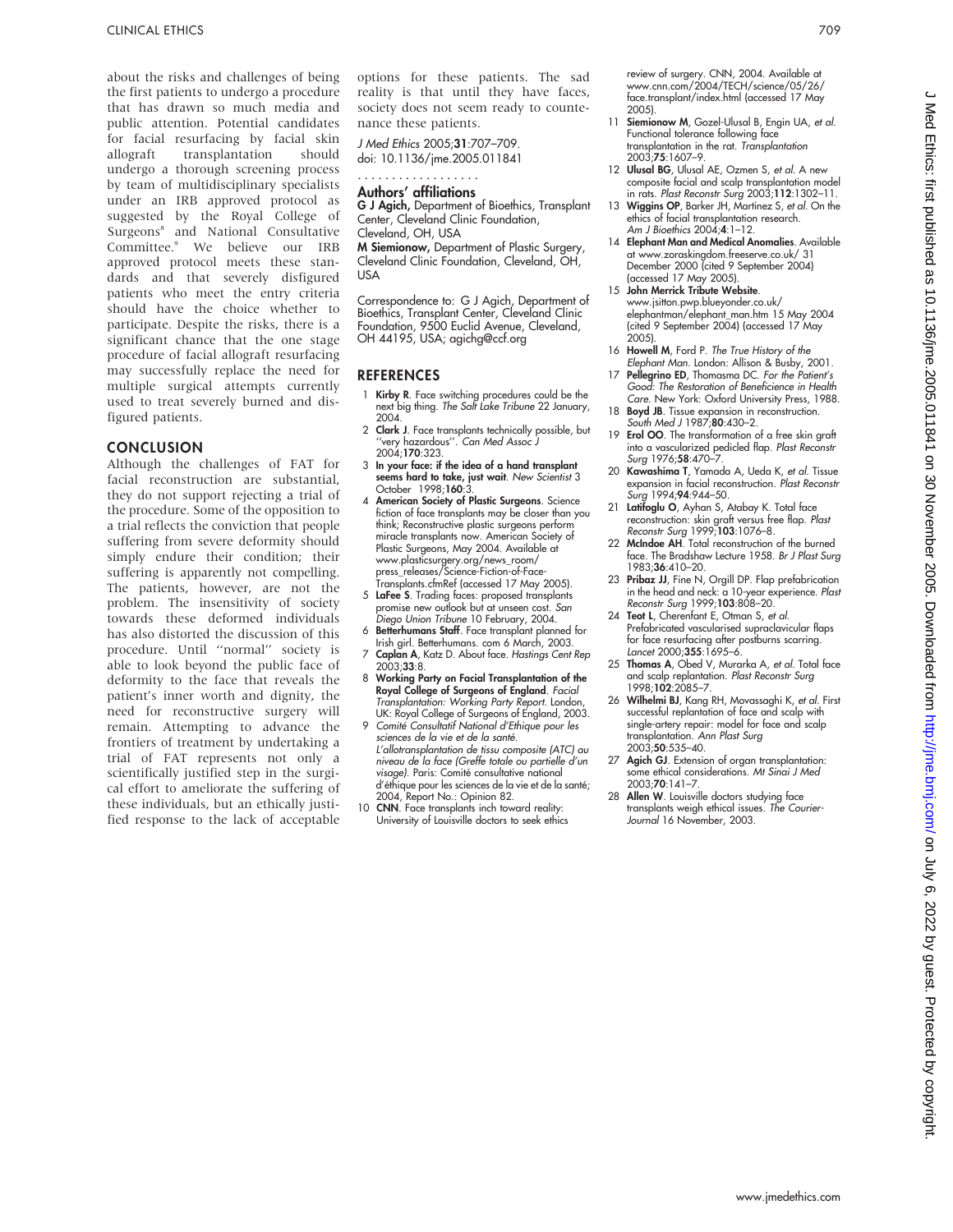about the risks and challenges of being the first patients to undergo a procedure that has drawn so much media and public attention. Potential candidates for facial resurfacing by facial skin allograft transplantation should undergo a thorough screening process by team of multidisciplinary specialists under an IRB approved protocol as suggested by the Royal College of Surgeons[8] and National Consultative Committee.[9] We believe our IRB approved protocol meets these standards and that severely disfigured patients who meet the entry criteria should have the choice whether to participate. Despite the risks, there is a significant chance that the one stage procedure of facial allograft resurfacing may successfully replace the need for multiple surgical attempts currently used to treat severely burned and disfigured patients.

## CONCLUSION

Although the challenges of FAT for facial reconstruction are substantial, they do not support rejecting a trial of the procedure. Some of the opposition to a trial reflects the conviction that people suffering from severe deformity should simply endure their condition; their suffering is apparently not compelling. The patients, however, are not the problem. The insensitivity of society towards these deformed individuals has also distorted the discussion of this procedure. Until ''normal'' society is able to look beyond the public face of deformity to the face that reveals the patient's inner worth and dignity, the need for reconstructive surgery will remain. Attempting to advance the frontiers of treatment by undertaking a trial of FAT represents not only a scientifically justified step in the surgical effort to ameliorate the suffering of these individuals, but an ethically justified response to the lack of acceptable options for these patients. The sad reality is that until they have faces, society does not seem ready to countenance these patients.

*J Med Ethics* 2005;**31**:707–709.
doi: 10.1136/jme.2005.011841

### Authors' affiliations

**G J Agich,** Department of Bioethics, Transplant Center, Cleveland Clinic Foundation, Cleveland, OH, USA
**M Siemionow,** Department of Plastic Surgery, Cleveland Clinic Foundation, Cleveland, OH, USA

Correspondence to: G J Agich, Department of Bioethics, Transplant Center, Cleveland Clinic Foundation, 9500 Euclid Avenue, Cleveland, OH 44195, USA; agichg@ccf.org

## REFERENCES

1. **Kirby R**. Face switching procedures could be the next big thing. *The Salt Lake Tribune* 22 January, 2004.
2. **Clark J**. Face transplants technically possible, but ''very hazardous''. *Can Med Assoc J* 2004;**170**:323.
3. **In your face: if the idea of a hand transplant seems hard to take, just wait**. *New Scientist* 3 October 1998;**160**:3.
4. **American Society of Plastic Surgeons**. Science fiction of face transplants may be closer than you think; Reconstructive plastic surgeons perform miracle transplants now. American Society of Plastic Surgeons, May 2004. Available at www.plasticsurgery.org/news_room/press_releases/Science-Fiction-of-Face-Transplants.cfmRef (accessed 17 May 2005).
5. **LaFee S**. Trading faces: proposed transplants promise new outlook but at unseen cost. *San Diego Union Tribune* 10 February, 2004.
6. **Betterhumans Staff**. Face transplant planned for Irish girl. Betterhumans. com 6 March, 2003.
7. **Caplan A**, Katz D. About face. *Hastings Cent Rep* 2003;**33**:8.
8. **Working Party on Facial Transplantation of the Royal College of Surgeons of England**. *Facial Transplantation: Working Party Report*. London, UK: Royal College of Surgeons of England, 2003.
9. *Comité Consultatif National d'Ethique pour les sciences de la vie et de la santé. L'allotransplantation de tissu composite (ATC) au niveau de la face (Greffe totale ou partielle d'un visage)*. Paris: Comité consultative national d'éthique pour les sciences de la vie et de la santé; 2004, Report No.: Opinion 82.
10. **CNN**. Face transplants inch toward reality: University of Louisville doctors to seek ethics review of surgery. CNN, 2004. Available at www.cnn.com/2004/TECH/science/05/26/face.transplant/index.html (accessed 17 May 2005).
11. **Siemionow M**, Gozel-Ulusal B, Engin UA, *et al*. Functional tolerance following face transplantation in the rat. *Transplantation* 2003;**75**:1607–9.
12. **Ulusal BG**, Ulusal AE, Ozmen S, *et al*. A new composite facial and scalp transplantation model in rats. *Plast Reconstr Surg* 2003;**112**:1302–11.
13. **Wiggins OP**, Barker JH, Martinez S, *et al*. On the ethics of facial transplantation research. *Am J Bioethics* 2004;**4**:1–12.
14. **Elephant Man and Medical Anomalies**. Available at www.zoraskingdom.freeserve.co.uk/ 31 December 2000 (cited 9 September 2004) (accessed 17 May 2005).
15. **John Merrick Tribute Website**. www.jsitton.pwp.blueyonder.co.uk/elephantman/elephant_man.htm 15 May 2004 (cited 9 September 2004) (accessed 17 May 2005).
16. **Howell M**, Ford P. *The True History of the Elephant Man*. London: Allison & Busby, 2001.
17. **Pellegrino ED**, Thomasma DC. *For the Patient's Good: The Restoration of Beneficience in Health Care*. New York: Oxford University Press, 1988.
18. **Boyd JB**. Tissue expansion in reconstruction. *South Med J* 1987;**80**:430–2.
19. **Erol OO**. The transformation of a free skin graft into a vascularized pedicled flap. *Plast Reconstr Surg* 1976;**58**:470–7.
20. **Kawashima T**, Yamada A, Ueda K, *et al*. Tissue expansion in facial reconstruction. *Plast Reconstr Surg* 1994;**94**:944–50.
21. **Latifoglu O**, Ayhan S, Atabay K. Total face reconstruction: skin graft versus free flap. *Plast Reconstr Surg* 1999;**103**:1076–8.
22. **McIndoe AH**. Total reconstruction of the burned face. The Bradshaw Lecture 1958. *Br J Plast Surg* 1983;**36**:410–20.
23. **Pribaz JJ**, Fine N, Orgill DP. Flap prefabrication in the head and neck: a 10-year experience. *Plast Reconstr Surg* 1999;**103**:808–20.
24. **Teot L**, Cherenfant E, Otman S, *et al*. Prefabricated vascularised supraclavicular flaps for face resurfacing after postburns scarring. *Lancet* 2000;**355**:1695–6.
25. **Thomas A**, Obed V, Murarka A, *et al*. Total face and scalp replantation. *Plast Reconstr Surg* 1998;**102**:2085–7.
26. **Wilhelmi BJ**, Kang RH, Movassaghi K, *et al*. First successful replantation of face and scalp with single-artery repair: model for face and scalp transplantation. *Ann Plast Surg* 2003;**50**:535–40.
27. **Agich GJ**. Extension of organ transplantation: some ethical considerations. *Mt Sinai J Med* 2003;**70**:141–7.
28. **Allen W**. Louisville doctors studying face transplants weigh ethical issues. *The Courier-Journal* 16 November, 2003.